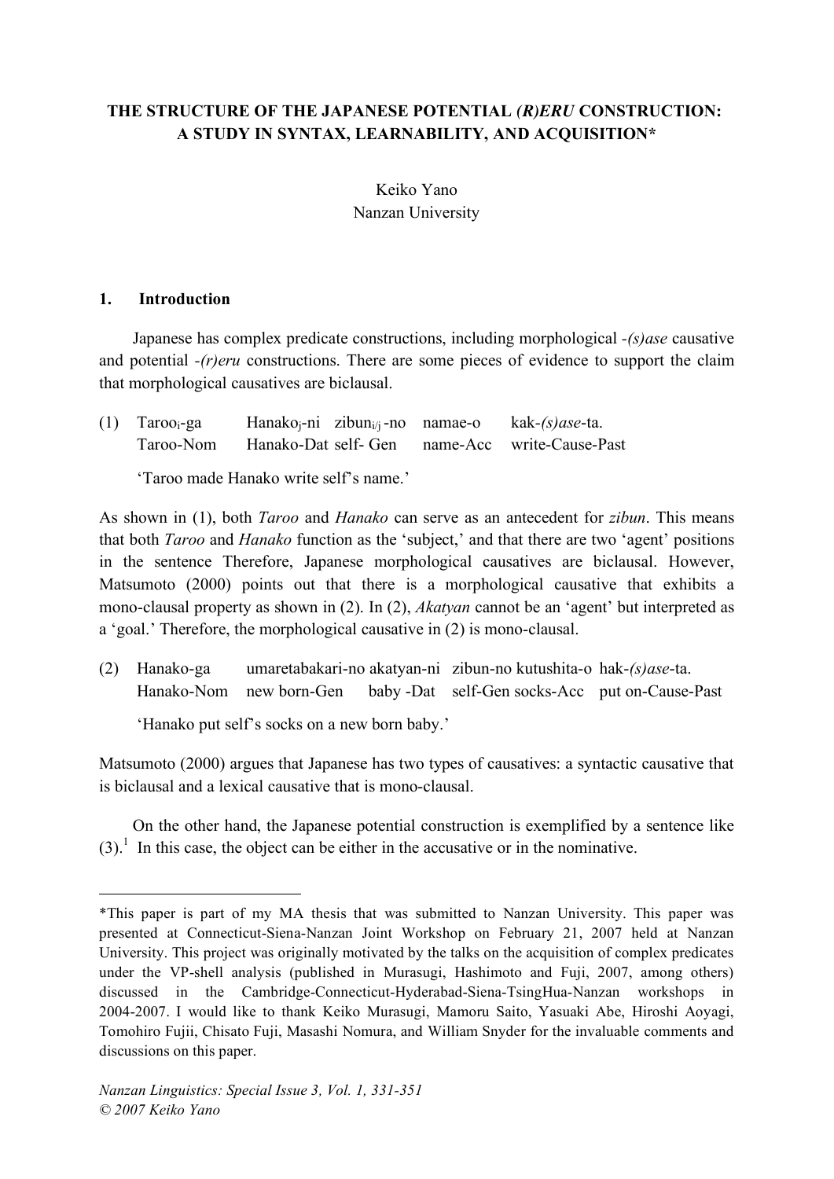# THE STRUCTURE OF THE JAPANESE POTENTIAL *(R)ERU* CONSTRUCTION: A STUDY IN SYNTAX, LEARNABILITY, AND ACQUISITION*

Keiko Yano
Nanzan University

## 1. Introduction

Japanese has complex predicate constructions, including morphological *-(s)ase* causative and potential *-(r)eru* constructions. There are some pieces of evidence to support the claim that morphological causatives are biclausal.

(1) Taroo$_i$-ga Hanako$_j$-ni zibun$_{i/j}$-no namae-o kak-*(s)ase*-ta.
Taroo-Nom Hanako-Dat self- Gen name-Acc write-Cause-Past

'Taroo made Hanako write self's name.'

As shown in (1), both *Taroo* and *Hanako* can serve as an antecedent for *zibun*. This means that both *Taroo* and *Hanako* function as the 'subject,' and that there are two 'agent' positions in the sentence Therefore, Japanese morphological causatives are biclausal. However, Matsumoto (2000) points out that there is a morphological causative that exhibits a mono-clausal property as shown in (2). In (2), *Akatyan* cannot be an 'agent' but interpreted as a 'goal.' Therefore, the morphological causative in (2) is mono-clausal.

(2) Hanako-ga umaretabakari-no akatyan-ni zibun-no kutushita-o hak-*(s)ase*-ta.
Hanako-Nom new born-Gen baby -Dat self-Gen socks-Acc put on-Cause-Past

'Hanako put self's socks on a new born baby.'

Matsumoto (2000) argues that Japanese has two types of causatives: a syntactic causative that is biclausal and a lexical causative that is mono-clausal.

On the other hand, the Japanese potential construction is exemplified by a sentence like (3).[1] In this case, the object can be either in the accusative or in the nominative.

---

*This paper is part of my MA thesis that was submitted to Nanzan University. This paper was presented at Connecticut-Siena-Nanzan Joint Workshop on February 21, 2007 held at Nanzan University. This project was originally motivated by the talks on the acquisition of complex predicates under the VP-shell analysis (published in Murasugi, Hashimoto and Fuji, 2007, among others) discussed in the Cambridge-Connecticut-Hyderabad-Siena-TsingHua-Nanzan workshops in 2004-2007. I would like to thank Keiko Murasugi, Mamoru Saito, Yasuaki Abe, Hiroshi Aoyagi, Tomohiro Fujii, Chisato Fuji, Masashi Nomura, and William Snyder for the invaluable comments and discussions on this paper.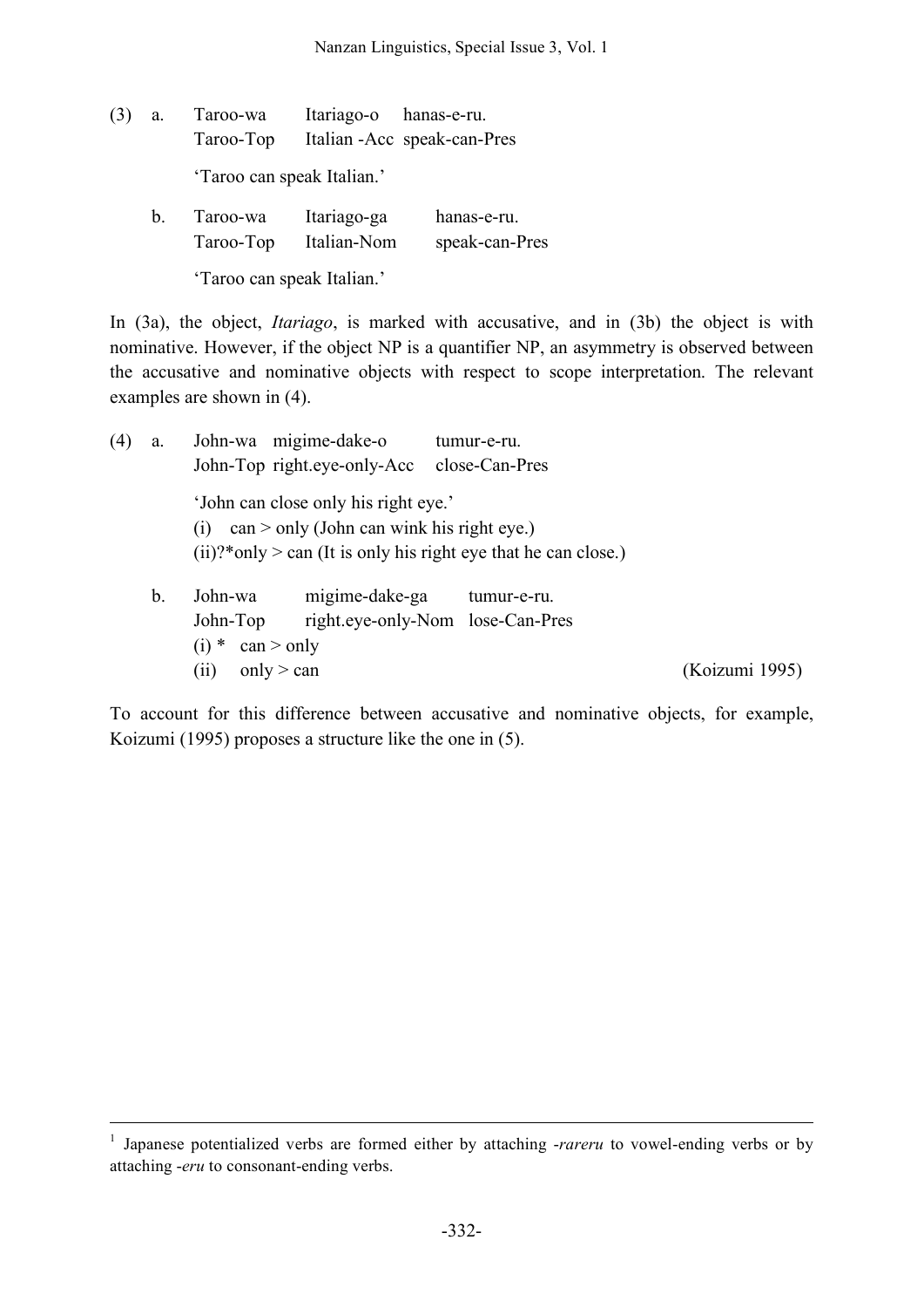(3) a. Taroo-wa Itariago-o hanas-e-ru.
  Taroo-Top Italian -Acc speak-can-Pres

  'Taroo can speak Italian.'

 b. Taroo-wa Itariago-ga hanas-e-ru.
  Taroo-Top Italian-Nom speak-can-Pres

  'Taroo can speak Italian.'

In (3a), the object, *Itariago*, is marked with accusative, and in (3b) the object is with nominative. However, if the object NP is a quantifier NP, an asymmetry is observed between the accusative and nominative objects with respect to scope interpretation. The relevant examples are shown in (4).

(4) a. John-wa migime-dake-o tumur-e-ru.
  John-Top right.eye-only-Acc close-Can-Pres

  'John can close only his right eye.'
  (i) can > only (John can wink his right eye.)
  (ii)?*only > can (It is only his right eye that he can close.)

 b. John-wa migime-dake-ga tumur-e-ru.
  John-Top right.eye-only-Nom lose-Can-Pres
  (i) * can > only
  (ii) only > can (Koizumi 1995)

To account for this difference between accusative and nominative objects, for example, Koizumi (1995) proposes a structure like the one in (5).

---

[1] Japanese potentialized verbs are formed either by attaching *-rareru* to vowel-ending verbs or by attaching *-eru* to consonant-ending verbs.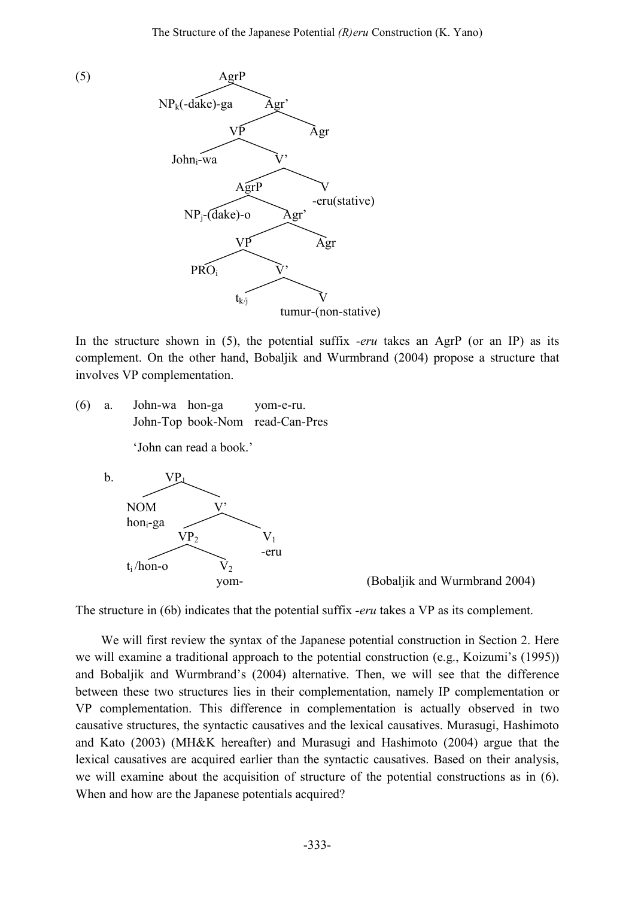(5)

```
                AgrP
               /    \
  NP_k(-dake)-ga    Agr'
                   /    \
                 VP      Agr
                /  \
        John_i-wa   V'
                   /  \
               AgrP    V
              /    \   -eru(stative)
   NP_j-(dake)-o   Agr'
                  /    \
                VP      Agr
               /  \
           PRO_i   V'
                  /  \
             t_k/j    V
                      tumur-(non-stative)
```

In the structure shown in (5), the potential suffix *-eru* takes an AgrP (or an IP) as its complement. On the other hand, Bobaljik and Wurmbrand (2004) propose a structure that involves VP complementation.

(6) a. John-wa hon-ga yom-e-ru.
   John-Top book-Nom read-Can-Pres

   'John can read a book.'

b.

```
        VP_1
       /    \
    NOM      V'
    hon_i-ga /  \
          VP_2   V_1
         /   \   -eru
  t_i /hon-o  V_2
              yom-
```

(Bobaljik and Wurmbrand 2004)

The structure in (6b) indicates that the potential suffix *-eru* takes a VP as its complement.

We will first review the syntax of the Japanese potential construction in Section 2. Here we will examine a traditional approach to the potential construction (e.g., Koizumi's (1995)) and Bobaljik and Wurmbrand's (2004) alternative. Then, we will see that the difference between these two structures lies in their complementation, namely IP complementation or VP complementation. This difference in complementation is actually observed in two causative structures, the syntactic causatives and the lexical causatives. Murasugi, Hashimoto and Kato (2003) (MH&K hereafter) and Murasugi and Hashimoto (2004) argue that the lexical causatives are acquired earlier than the syntactic causatives. Based on their analysis, we will examine about the acquisition of structure of the potential constructions as in (6). When and how are the Japanese potentials acquired?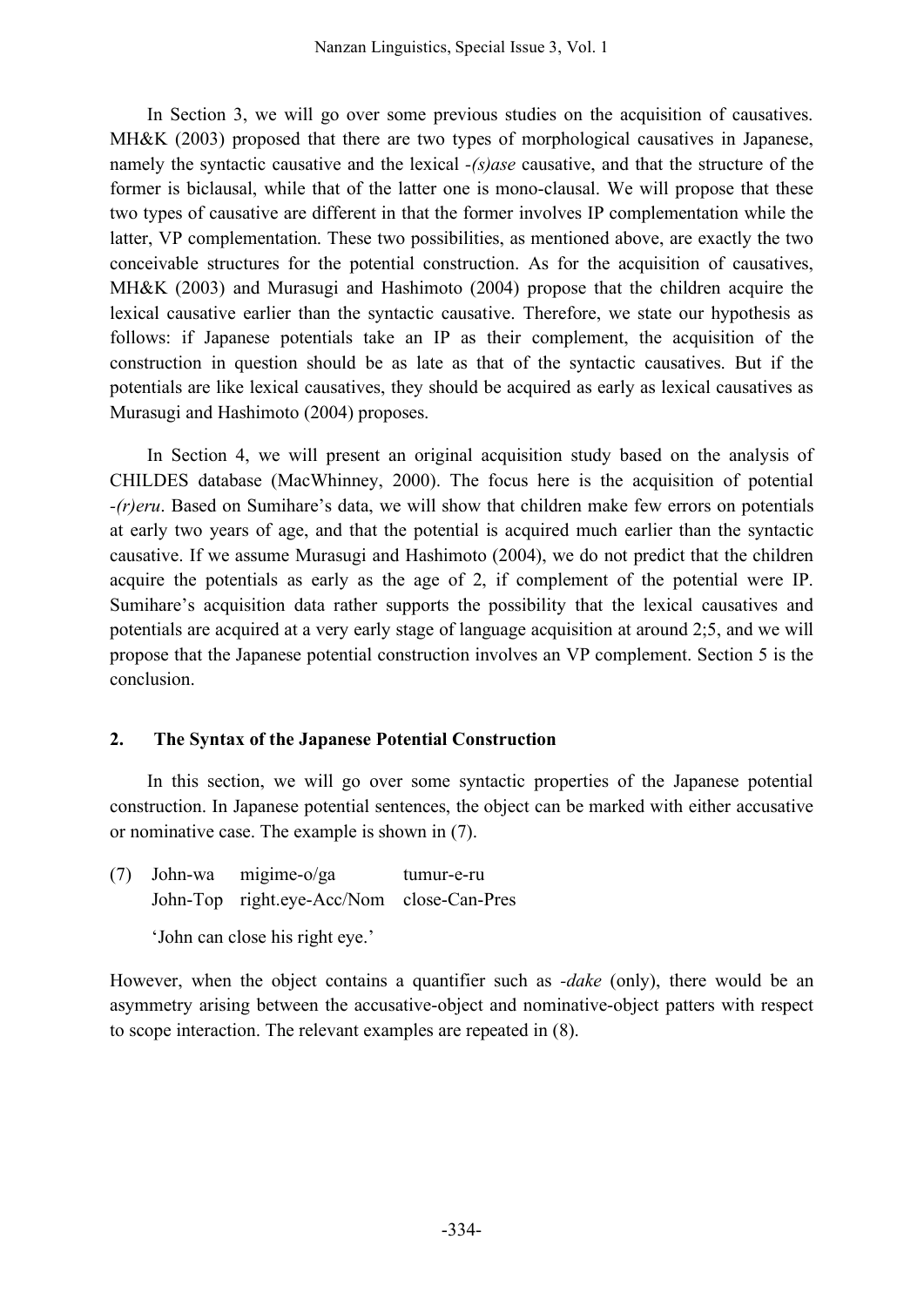In Section 3, we will go over some previous studies on the acquisition of causatives. MH&K (2003) proposed that there are two types of morphological causatives in Japanese, namely the syntactic causative and the lexical *-(s)ase* causative, and that the structure of the former is biclausal, while that of the latter one is mono-clausal. We will propose that these two types of causative are different in that the former involves IP complementation while the latter, VP complementation. These two possibilities, as mentioned above, are exactly the two conceivable structures for the potential construction. As for the acquisition of causatives, MH&K (2003) and Murasugi and Hashimoto (2004) propose that the children acquire the lexical causative earlier than the syntactic causative. Therefore, we state our hypothesis as follows: if Japanese potentials take an IP as their complement, the acquisition of the construction in question should be as late as that of the syntactic causatives. But if the potentials are like lexical causatives, they should be acquired as early as lexical causatives as Murasugi and Hashimoto (2004) proposes.

In Section 4, we will present an original acquisition study based on the analysis of CHILDES database (MacWhinney, 2000). The focus here is the acquisition of potential *-(r)eru*. Based on Sumihare's data, we will show that children make few errors on potentials at early two years of age, and that the potential is acquired much earlier than the syntactic causative. If we assume Murasugi and Hashimoto (2004), we do not predict that the children acquire the potentials as early as the age of 2, if complement of the potential were IP. Sumihare's acquisition data rather supports the possibility that the lexical causatives and potentials are acquired at a very early stage of language acquisition at around 2;5, and we will propose that the Japanese potential construction involves an VP complement. Section 5 is the conclusion.

## 2. The Syntax of the Japanese Potential Construction

In this section, we will go over some syntactic properties of the Japanese potential construction. In Japanese potential sentences, the object can be marked with either accusative or nominative case. The example is shown in (7).

(7) John-wa migime-o/ga tumur-e-ru
    John-Top right.eye-Acc/Nom close-Can-Pres

    'John can close his right eye.'

However, when the object contains a quantifier such as *-dake* (only), there would be an asymmetry arising between the accusative-object and nominative-object patters with respect to scope interaction. The relevant examples are repeated in (8).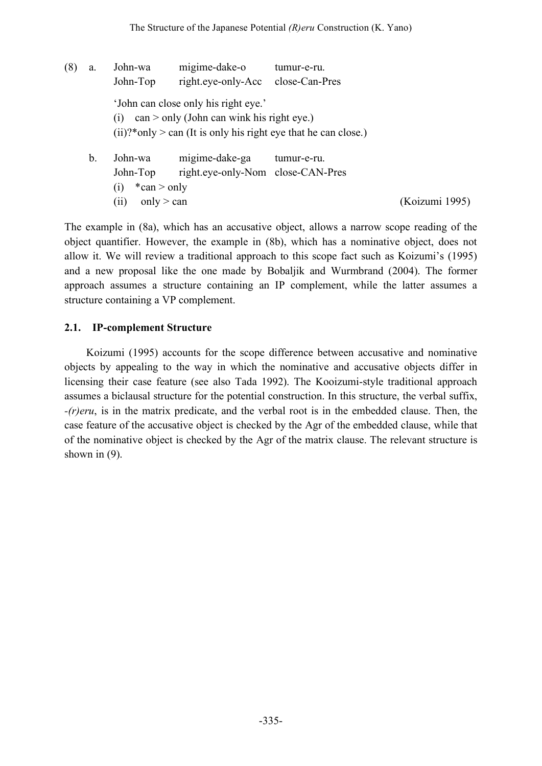(8) a. John-wa migime-dake-o tumur-e-ru.
John-Top right.eye-only-Acc close-Can-Pres

'John can close only his right eye.'
(i) can > only (John can wink his right eye.)
(ii)?*only > can (It is only his right eye that he can close.)

b. John-wa migime-dake-ga tumur-e-ru.
John-Top right.eye-only-Nom close-CAN-Pres
(i) *can > only
(ii) only > can (Koizumi 1995)

The example in (8a), which has an accusative object, allows a narrow scope reading of the object quantifier. However, the example in (8b), which has a nominative object, does not allow it. We will review a traditional approach to this scope fact such as Koizumi's (1995) and a new proposal like the one made by Bobaljik and Wurmbrand (2004). The former approach assumes a structure containing an IP complement, while the latter assumes a structure containing a VP complement.

## 2.1. IP-complement Structure

Koizumi (1995) accounts for the scope difference between accusative and nominative objects by appealing to the way in which the nominative and accusative objects differ in licensing their case feature (see also Tada 1992). The Kooizumi-style traditional approach assumes a biclausal structure for the potential construction. In this structure, the verbal suffix, *-(r)eru*, is in the matrix predicate, and the verbal root is in the embedded clause. Then, the case feature of the accusative object is checked by the Agr of the embedded clause, while that of the nominative object is checked by the Agr of the matrix clause. The relevant structure is shown in (9).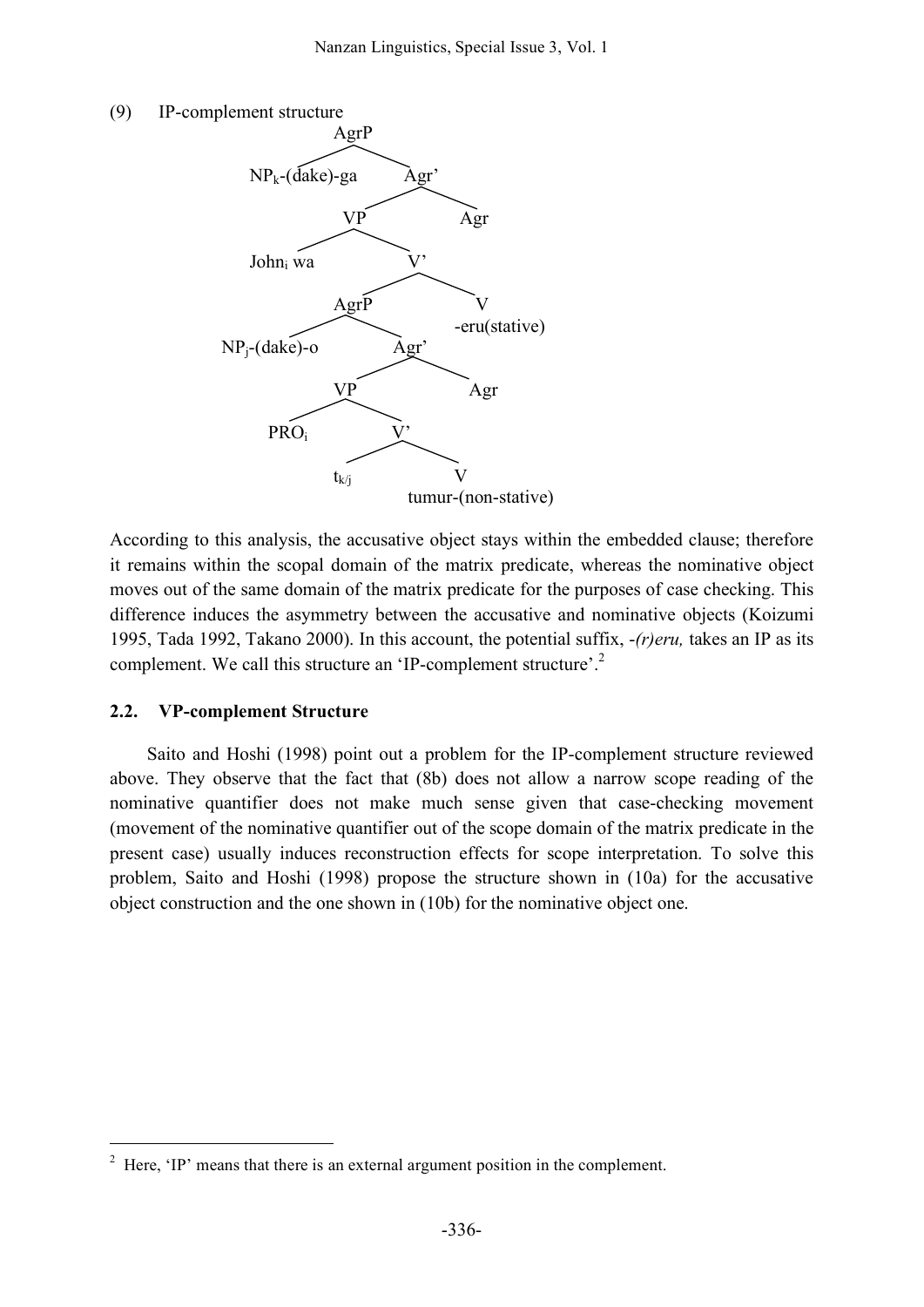(9) IP-complement structure

```
AgrP
├── NP_k-(dake)-ga
└── Agr'
    ├── VP
    │   ├── John_i wa
    │   └── V'
    │       ├── AgrP
    │       │   ├── NP_j-(dake)-o
    │       │   └── Agr'
    │       │       ├── VP
    │       │       │   ├── PRO_i
    │       │       │   └── V'
    │       │       │       ├── t_k/j
    │       │       │       └── V
    │       │       │           tumur-(non-stative)
    │       │       └── Agr
    │       └── V
    │           -eru(stative)
    └── Agr
```

According to this analysis, the accusative object stays within the embedded clause; therefore it remains within the scopal domain of the matrix predicate, whereas the nominative object moves out of the same domain of the matrix predicate for the purposes of case checking. This difference induces the asymmetry between the accusative and nominative objects (Koizumi 1995, Tada 1992, Takano 2000). In this account, the potential suffix, *-(r)eru,* takes an IP as its complement. We call this structure an 'IP-complement structure'.[2]

### 2.2. VP-complement Structure

Saito and Hoshi (1998) point out a problem for the IP-complement structure reviewed above. They observe that the fact that (8b) does not allow a narrow scope reading of the nominative quantifier does not make much sense given that case-checking movement (movement of the nominative quantifier out of the scope domain of the matrix predicate in the present case) usually induces reconstruction effects for scope interpretation. To solve this problem, Saito and Hoshi (1998) propose the structure shown in (10a) for the accusative object construction and the one shown in (10b) for the nominative object one.

[2] Here, 'IP' means that there is an external argument position in the complement.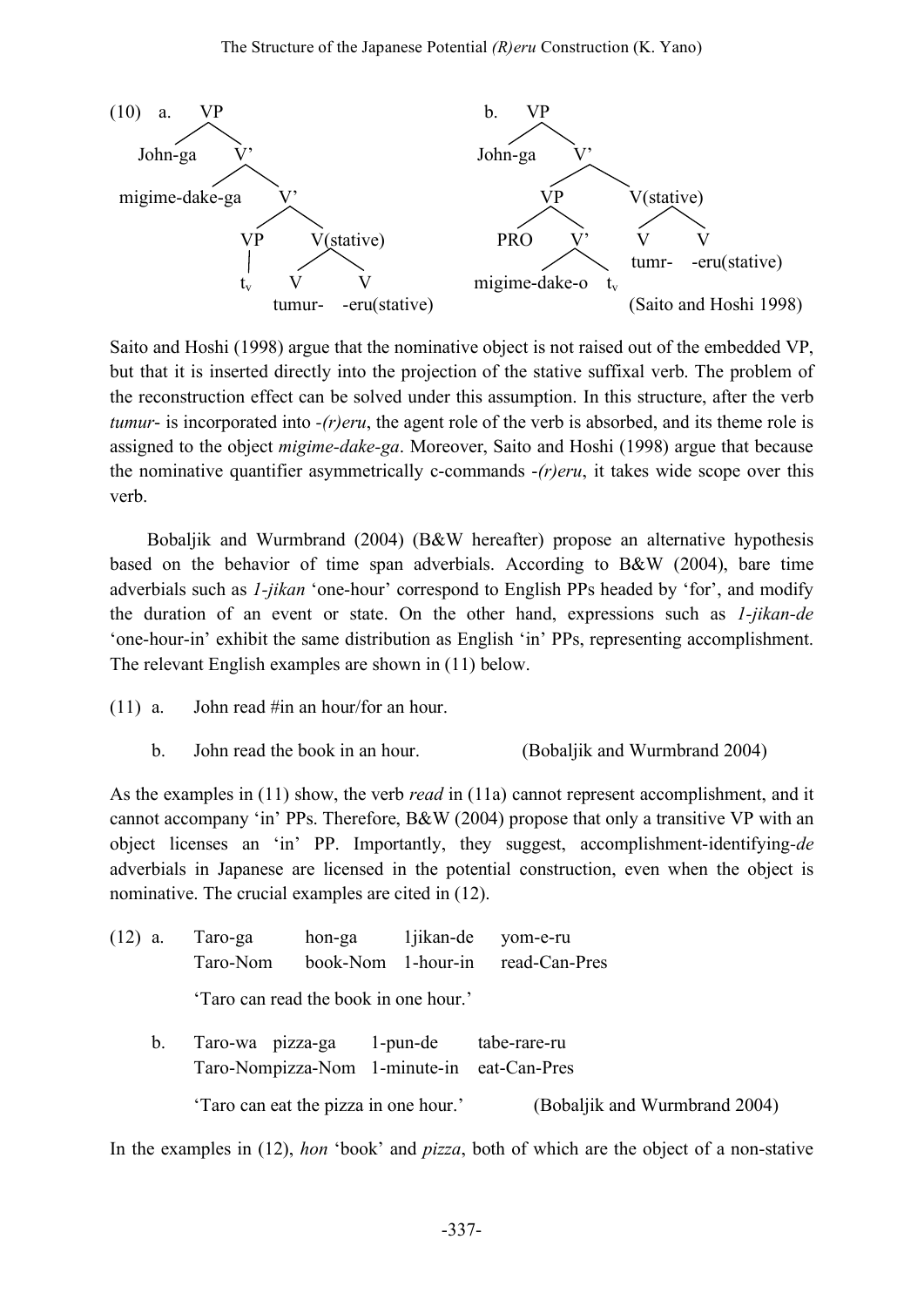(10) a. [VP John-ga [V' migime-dake-ga [V' [VP $t_v$] [V(stative) [V tumur-] [V -eru(stative)]]]]]

b. [VP John-ga [V' [VP PRO [V' migime-dake-o $t_v$]] [V(stative) [V tumr-] [V -eru(stative)]]]] (Saito and Hoshi 1998)

Saito and Hoshi (1998) argue that the nominative object is not raised out of the embedded VP, but that it is inserted directly into the projection of the stative suffixal verb. The problem of the reconstruction effect can be solved under this assumption. In this structure, after the verb *tumur-* is incorporated into *-(r)eru*, the agent role of the verb is absorbed, and its theme role is assigned to the object *migime-dake-ga*. Moreover, Saito and Hoshi (1998) argue that because the nominative quantifier asymmetrically c-commands *-(r)eru*, it takes wide scope over this verb.

Bobaljik and Wurmbrand (2004) (B&W hereafter) propose an alternative hypothesis based on the behavior of time span adverbials. According to B&W (2004), bare time adverbials such as *1-jikan* 'one-hour' correspond to English PPs headed by 'for', and modify the duration of an event or state. On the other hand, expressions such as *1-jikan-de* 'one-hour-in' exhibit the same distribution as English 'in' PPs, representing accomplishment. The relevant English examples are shown in (11) below.

(11) a. John read #in an hour/for an hour.

b. John read the book in an hour. (Bobaljik and Wurmbrand 2004)

As the examples in (11) show, the verb *read* in (11a) cannot represent accomplishment, and it cannot accompany 'in' PPs. Therefore, B&W (2004) propose that only a transitive VP with an object licenses an 'in' PP. Importantly, they suggest, accomplishment-identifying-*de* adverbials in Japanese are licensed in the potential construction, even when the object is nominative. The crucial examples are cited in (12).

(12) a. Taro-ga hon-ga 1jikan-de yom-e-ru
Taro-Nom book-Nom 1-hour-in read-Can-Pres
'Taro can read the book in one hour.'

b. Taro-wa pizza-ga 1-pun-de tabe-rare-ru
Taro-Nompizza-Nom 1-minute-in eat-Can-Pres
'Taro can eat the pizza in one hour.' (Bobaljik and Wurmbrand 2004)

In the examples in (12), *hon* 'book' and *pizza*, both of which are the object of a non-stative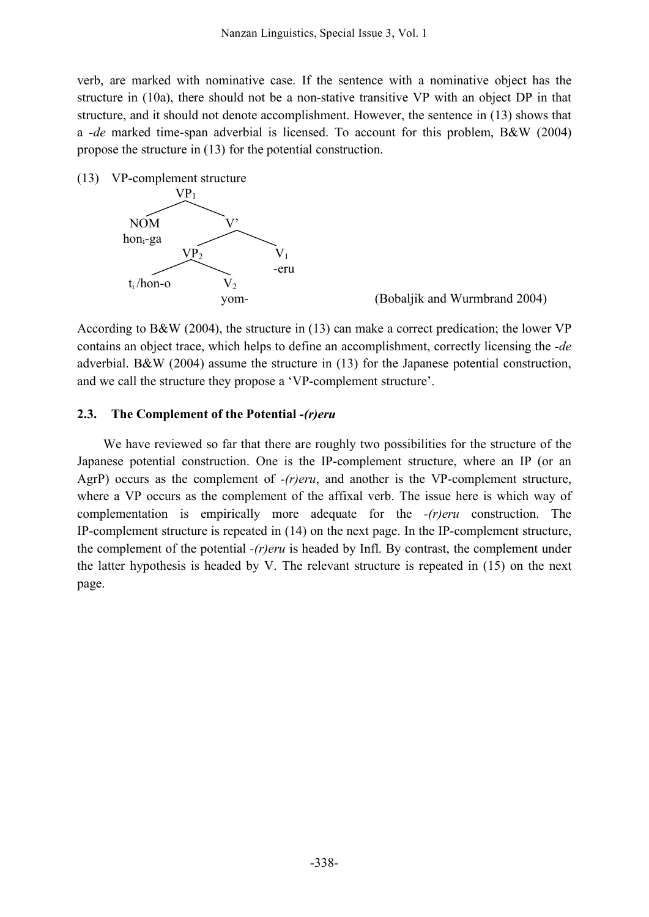verb, are marked with nominative case. If the sentence with a nominative object has the structure in (10a), there should not be a non-stative transitive VP with an object DP in that structure, and it should not denote accomplishment. However, the sentence in (13) shows that a *-de* marked time-span adverbial is licensed. To account for this problem, B&W (2004) propose the structure in (13) for the potential construction.

(13) VP-complement structure

```
                VP1
              /     \
           NOM       V'
         honi-ga    /   \
                 VP2     V1
                /   \    -eru
          ti/hon-o   V2
                     yom-
```

(Bobaljik and Wurmbrand 2004)

According to B&W (2004), the structure in (13) can make a correct predication; the lower VP contains an object trace, which helps to define an accomplishment, correctly licensing the *-de* adverbial. B&W (2004) assume the structure in (13) for the Japanese potential construction, and we call the structure they propose a 'VP-complement structure'.

### 2.3. The Complement of the Potential *-(r)eru*

We have reviewed so far that there are roughly two possibilities for the structure of the Japanese potential construction. One is the IP-complement structure, where an IP (or an AgrP) occurs as the complement of *-(r)eru*, and another is the VP-complement structure, where a VP occurs as the complement of the affixal verb. The issue here is which way of complementation is empirically more adequate for the *-(r)eru* construction. The IP-complement structure is repeated in (14) on the next page. In the IP-complement structure, the complement of the potential *-(r)eru* is headed by Infl. By contrast, the complement under the latter hypothesis is headed by V. The relevant structure is repeated in (15) on the next page.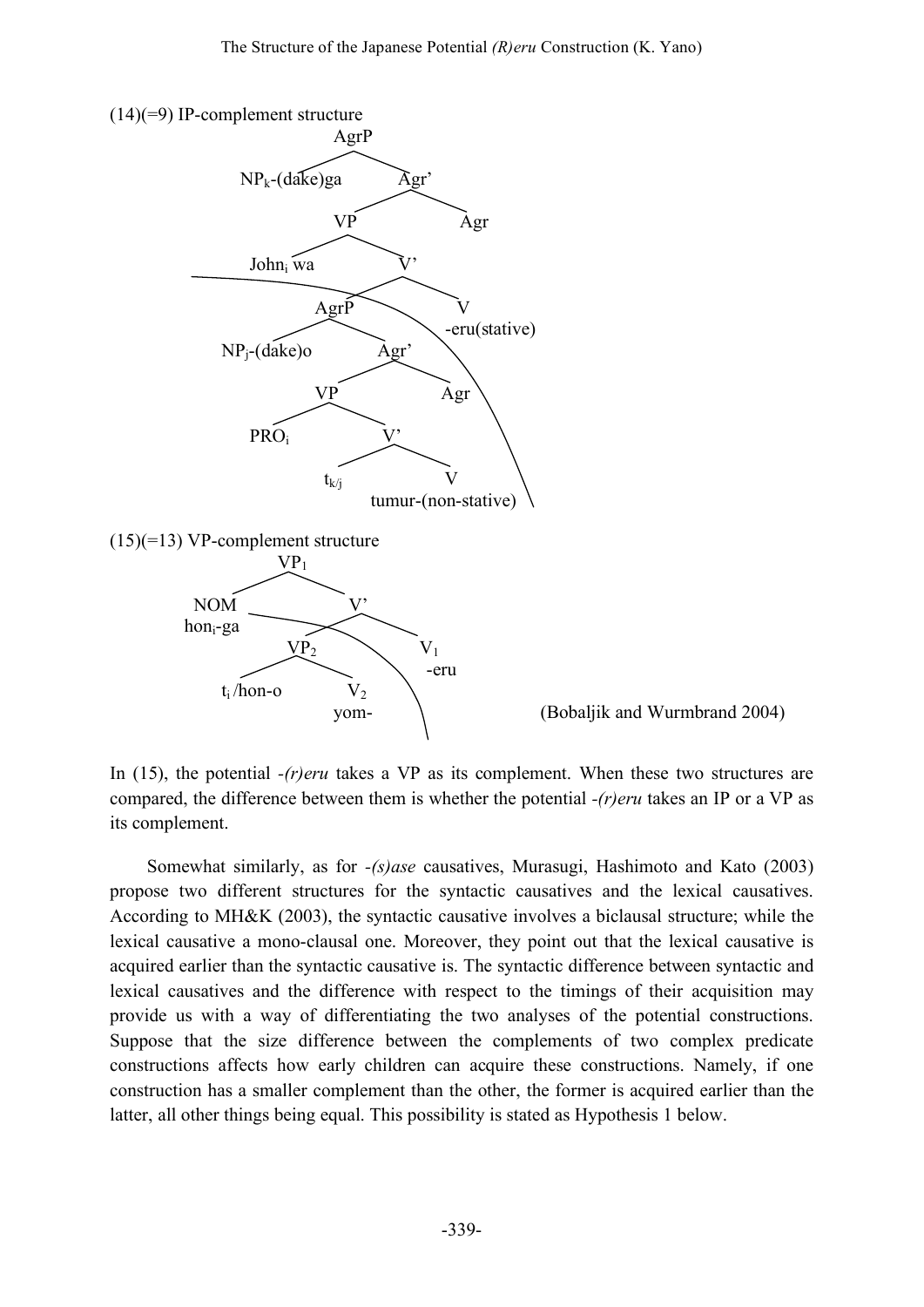(14)(=9) IP-complement structure

```
                         AgrP
                  /              \
        NPk-(dake)ga              Agr'
                              /        \
                            VP          Agr
                         /      \
                  Johni wa        V'
                               /      \
                           AgrP         V
                                        -eru(stative)
                        /       \
            NPj-(dake)o           Agr'
                               /       \
                             VP          Agr
                          /      \
                      PROi         V'
                                /      \
                            tk/j         V
                                         tumur-(non-stative)
```

(15)(=13) VP-complement structure

```
                VP1
             /        \
          NOM            V'
        honi-ga       /      \
                   VP2         V1
                 /     \       -eru
          ti /hon-o     V2
                        yom-
```

(Bobaljik and Wurmbrand 2004)

In (15), the potential *-(r)eru* takes a VP as its complement. When these two structures are compared, the difference between them is whether the potential *-(r)eru* takes an IP or a VP as its complement.

Somewhat similarly, as for *-(s)ase* causatives, Murasugi, Hashimoto and Kato (2003) propose two different structures for the syntactic causatives and the lexical causatives. According to MH&K (2003), the syntactic causative involves a biclausal structure; while the lexical causative a mono-clausal one. Moreover, they point out that the lexical causative is acquired earlier than the syntactic causative is. The syntactic difference between syntactic and lexical causatives and the difference with respect to the timings of their acquisition may provide us with a way of differentiating the two analyses of the potential constructions. Suppose that the size difference between the complements of two complex predicate constructions affects how early children can acquire these constructions. Namely, if one construction has a smaller complement than the other, the former is acquired earlier than the latter, all other things being equal. This possibility is stated as Hypothesis 1 below.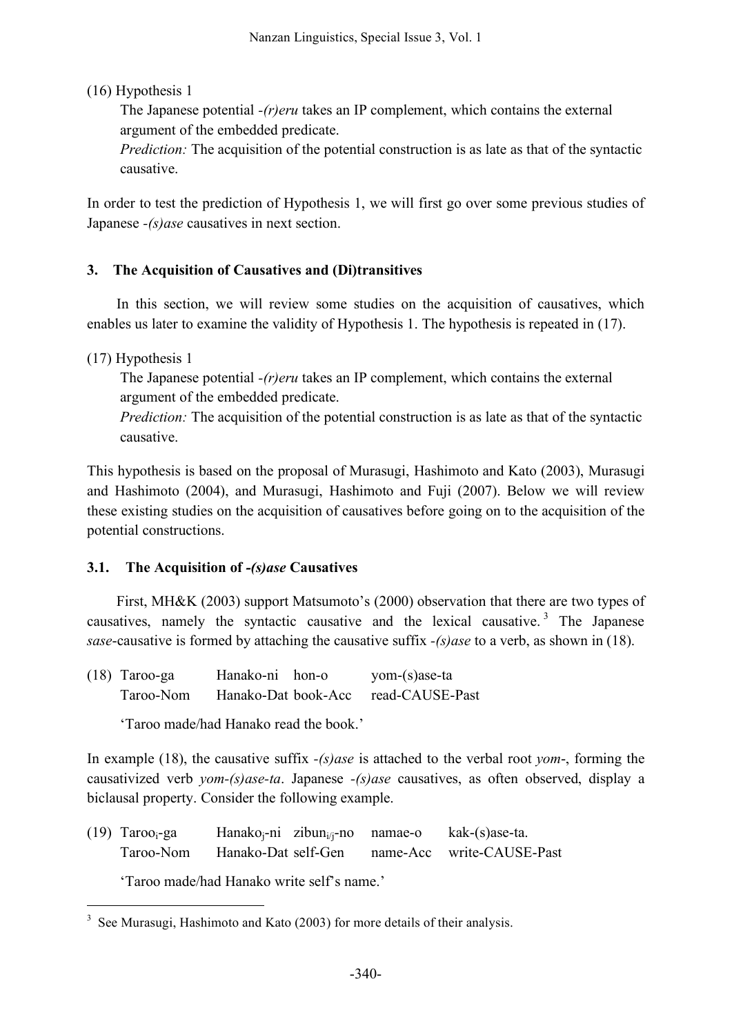(16) Hypothesis 1

The Japanese potential *-(r)eru* takes an IP complement, which contains the external argument of the embedded predicate.

*Prediction:* The acquisition of the potential construction is as late as that of the syntactic causative.

In order to test the prediction of Hypothesis 1, we will first go over some previous studies of Japanese *-(s)ase* causatives in next section.

## 3. The Acquisition of Causatives and (Di)transitives

In this section, we will review some studies on the acquisition of causatives, which enables us later to examine the validity of Hypothesis 1. The hypothesis is repeated in (17).

(17) Hypothesis 1

The Japanese potential *-(r)eru* takes an IP complement, which contains the external argument of the embedded predicate.

*Prediction:* The acquisition of the potential construction is as late as that of the syntactic causative.

This hypothesis is based on the proposal of Murasugi, Hashimoto and Kato (2003), Murasugi and Hashimoto (2004), and Murasugi, Hashimoto and Fuji (2007). Below we will review these existing studies on the acquisition of causatives before going on to the acquisition of the potential constructions.

### 3.1. The Acquisition of *-(s)ase* Causatives

First, MH&K (2003) support Matsumoto's (2000) observation that there are two types of causatives, namely the syntactic causative and the lexical causative.[3] The Japanese *sase*-causative is formed by attaching the causative suffix *-(s)ase* to a verb, as shown in (18).

(18) Taroo-ga Hanako-ni hon-o yom-(s)ase-ta
Taroo-Nom Hanako-Dat book-Acc read-CAUSE-Past

'Taroo made/had Hanako read the book.'

In example (18), the causative suffix *-(s)ase* is attached to the verbal root *yom-*, forming the causativized verb *yom-(s)ase-ta*. Japanese *-(s)ase* causatives, as often observed, display a biclausal property. Consider the following example.

(19) Taroo$_i$-ga Hanako$_j$-ni zibun$_{i/j}$-no namae-o kak-(s)ase-ta.
Taroo-Nom Hanako-Dat self-Gen name-Acc write-CAUSE-Past

'Taroo made/had Hanako write self's name.'

[3] See Murasugi, Hashimoto and Kato (2003) for more details of their analysis.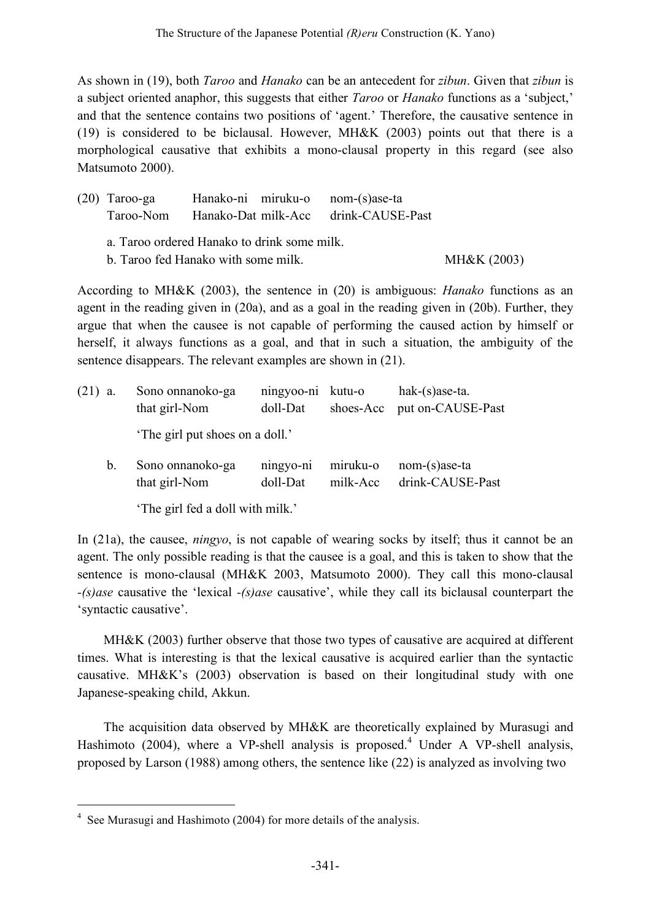As shown in (19), both *Taroo* and *Hanako* can be an antecedent for *zibun*. Given that *zibun* is a subject oriented anaphor, this suggests that either *Taroo* or *Hanako* functions as a 'subject,' and that the sentence contains two positions of 'agent.' Therefore, the causative sentence in (19) is considered to be biclausal. However, MH&K (2003) points out that there is a morphological causative that exhibits a mono-clausal property in this regard (see also Matsumoto 2000).

(20) Taroo-ga Hanako-ni miruku-o nom-(s)ase-ta
     Taroo-Nom Hanako-Dat milk-Acc drink-CAUSE-Past

   a. Taroo ordered Hanako to drink some milk.
   b. Taroo fed Hanako with some milk. MH&K (2003)

According to MH&K (2003), the sentence in (20) is ambiguous: *Hanako* functions as an agent in the reading given in (20a), and as a goal in the reading given in (20b). Further, they argue that when the causee is not capable of performing the caused action by himself or herself, it always functions as a goal, and that in such a situation, the ambiguity of the sentence disappears. The relevant examples are shown in (21).

(21) a. Sono onnanoko-ga ningyoo-ni kutu-o hak-(s)ase-ta.
        that girl-Nom doll-Dat shoes-Acc put on-CAUSE-Past

        'The girl put shoes on a doll.'

   b. Sono onnanoko-ga ningyo-ni miruku-o nom-(s)ase-ta
        that girl-Nom doll-Dat milk-Acc drink-CAUSE-Past

        'The girl fed a doll with milk.'

In (21a), the causee, *ningyo*, is not capable of wearing socks by itself; thus it cannot be an agent. The only possible reading is that the causee is a goal, and this is taken to show that the sentence is mono-clausal (MH&K 2003, Matsumoto 2000). They call this mono-clausal *-(s)ase* causative the 'lexical *-(s)ase* causative', while they call its biclausal counterpart the 'syntactic causative'.

MH&K (2003) further observe that those two types of causative are acquired at different times. What is interesting is that the lexical causative is acquired earlier than the syntactic causative. MH&K's (2003) observation is based on their longitudinal study with one Japanese-speaking child, Akkun.

The acquisition data observed by MH&K are theoretically explained by Murasugi and Hashimoto (2004), where a VP-shell analysis is proposed.[4] Under A VP-shell analysis, proposed by Larson (1988) among others, the sentence like (22) is analyzed as involving two

[4] See Murasugi and Hashimoto (2004) for more details of the analysis.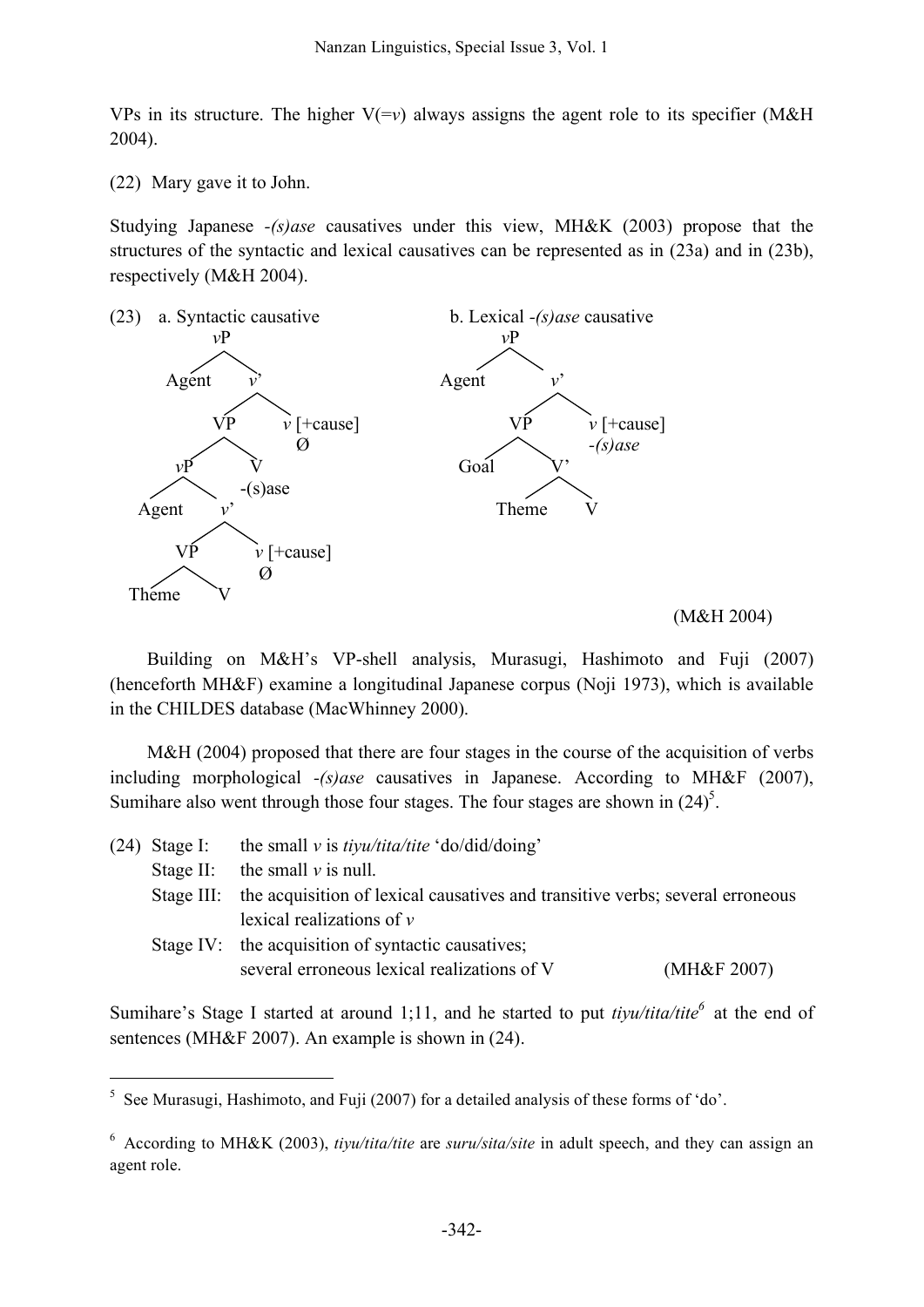VPs in its structure. The higher V(=*v*) always assigns the agent role to its specifier (M&H 2004).

(22) Mary gave it to John.

Studying Japanese *-(s)ase* causatives under this view, MH&K (2003) propose that the structures of the syntactic and lexical causatives can be represented as in (23a) and in (23b), respectively (M&H 2004).

(23) a. Syntactic causative

```
                 vP
               /    \
          Agent      v'
                   /    \
                 VP      v [+cause]
               /    \     Ø
             vP      V
           /    \    -(s)ase
      Agent      v'
               /    \
             VP      v [+cause]
           /    \     Ø
      Theme      V
```

b. Lexical *-(s)ase* causative

```
              vP
            /    \
       Agent      v'
                /    \
              VP      v [+cause]
            /    \    -(s)ase
        Goal      V'
                /    \
           Theme      V
```

(M&H 2004)

Building on M&H's VP-shell analysis, Murasugi, Hashimoto and Fuji (2007) (henceforth MH&F) examine a longitudinal Japanese corpus (Noji 1973), which is available in the CHILDES database (MacWhinney 2000).

M&H (2004) proposed that there are four stages in the course of the acquisition of verbs including morphological *-(s)ase* causatives in Japanese. According to MH&F (2007), Sumihare also went through those four stages. The four stages are shown in (24)[5].

(24) Stage I: the small *v* is *tiyu/tita/tite* 'do/did/doing'
Stage II: the small *v* is null.
Stage III: the acquisition of lexical causatives and transitive verbs; several erroneous lexical realizations of *v*
Stage IV: the acquisition of syntactic causatives; several erroneous lexical realizations of V (MH&F 2007)

Sumihare's Stage I started at around 1;11, and he started to put *tiyu/tita/tite*[6] at the end of sentences (MH&F 2007). An example is shown in (24).

---

[5] See Murasugi, Hashimoto, and Fuji (2007) for a detailed analysis of these forms of 'do'.

[6] According to MH&K (2003), *tiyu/tita/tite* are *suru/sita/site* in adult speech, and they can assign an agent role.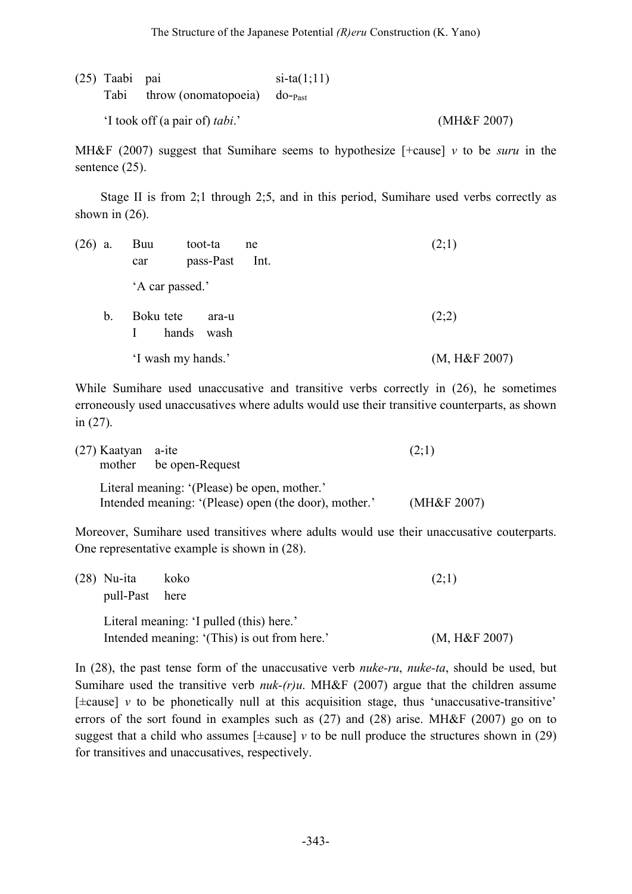(25) Taabi pai si-ta(1;11)
     Tabi throw (onomatopoeia) do-$_{\text{Past}}$

     'I took off (a pair of) *tabi*.' (MH&F 2007)

MH&F (2007) suggest that Sumihare seems to hypothesize [+cause] *v* to be *suru* in the sentence (25).

Stage II is from 2;1 through 2;5, and in this period, Sumihare used verbs correctly as shown in (26).

(26) a. Buu toot-ta ne (2;1)
        car pass-Past Int.

        'A car passed.'

     b. Boku tete ara-u (2;2)
        I hands wash

        'I wash my hands.' (M, H&F 2007)

While Sumihare used unaccusative and transitive verbs correctly in (26), he sometimes erroneously used unaccusatives where adults would use their transitive counterparts, as shown in (27).

(27) Kaatyan a-ite (2;1)
     mother be open-Request

     Literal meaning: '(Please) be open, mother.'
     Intended meaning: '(Please) open (the door), mother.' (MH&F 2007)

Moreover, Sumihare used transitives where adults would use their unaccusative couterparts. One representative example is shown in (28).

(28) Nu-ita koko (2;1)
     pull-Past here

     Literal meaning: 'I pulled (this) here.'
     Intended meaning: '(This) is out from here.' (M, H&F 2007)

In (28), the past tense form of the unaccusative verb *nuke-ru*, *nuke-ta*, should be used, but Sumihare used the transitive verb *nuk-(r)u*. MH&F (2007) argue that the children assume [±cause] *v* to be phonetically null at this acquisition stage, thus 'unaccusative-transitive' errors of the sort found in examples such as (27) and (28) arise. MH&F (2007) go on to suggest that a child who assumes [±cause] *v* to be null produce the structures shown in (29) for transitives and unaccusatives, respectively.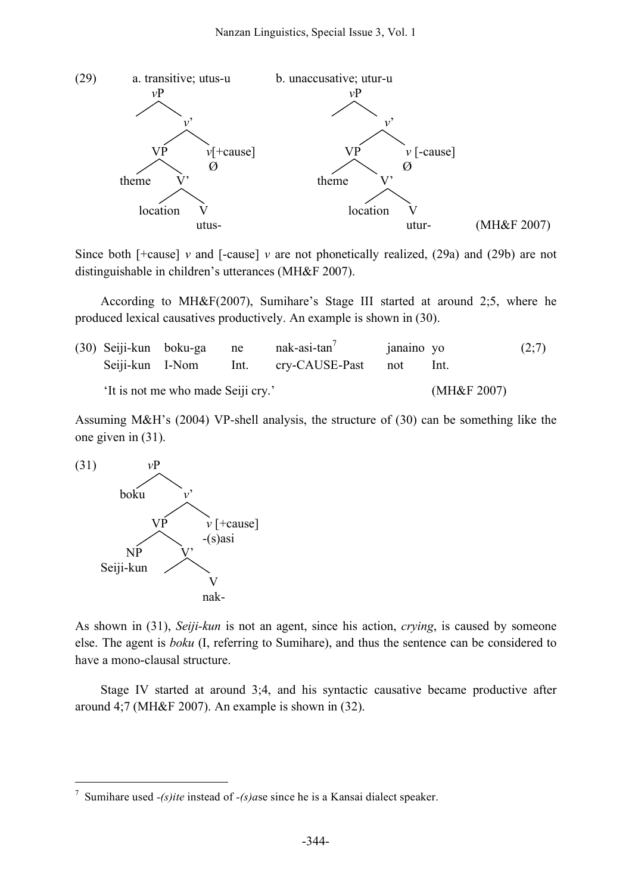(29) a. transitive; utus-u b. unaccusative; utur-u

```
a. [vP [v' [VP theme [V' location [V utus-]]] [v[+cause] Ø]]]
b. [vP [v' [VP theme [V' location [V utur-]]] [v [-cause] Ø]]]
```

(MH&F 2007)

Since both [+cause] *v* and [-cause] *v* are not phonetically realized, (29a) and (29b) are not distinguishable in children's utterances (MH&F 2007).

According to MH&F(2007), Sumihare's Stage III started at around 2;5, where he produced lexical causatives productively. An example is shown in (30).

(30) Seiji-kun boku-ga ne nak-asi-tan[7] janaino yo (2;7)
Seiji-kun I-Nom Int. cry-CAUSE-Past not Int.
'It is not me who made Seiji cry.' (MH&F 2007)

Assuming M&H's (2004) VP-shell analysis, the structure of (30) can be something like the one given in (31).

(31)

```
[vP boku [v' [VP [NP Seiji-kun] [V' [V nak-]]] [v [+cause] -(s)asi]]]
```

As shown in (31), *Seiji-kun* is not an agent, since his action, *crying*, is caused by someone else. The agent is *boku* (I, referring to Sumihare), and thus the sentence can be considered to have a mono-clausal structure.

Stage IV started at around 3;4, and his syntactic causative became productive after around 4;7 (MH&F 2007). An example is shown in (32).

---

[7] Sumihare used *-(s)ite* instead of *-(s)a*se since he is a Kansai dialect speaker.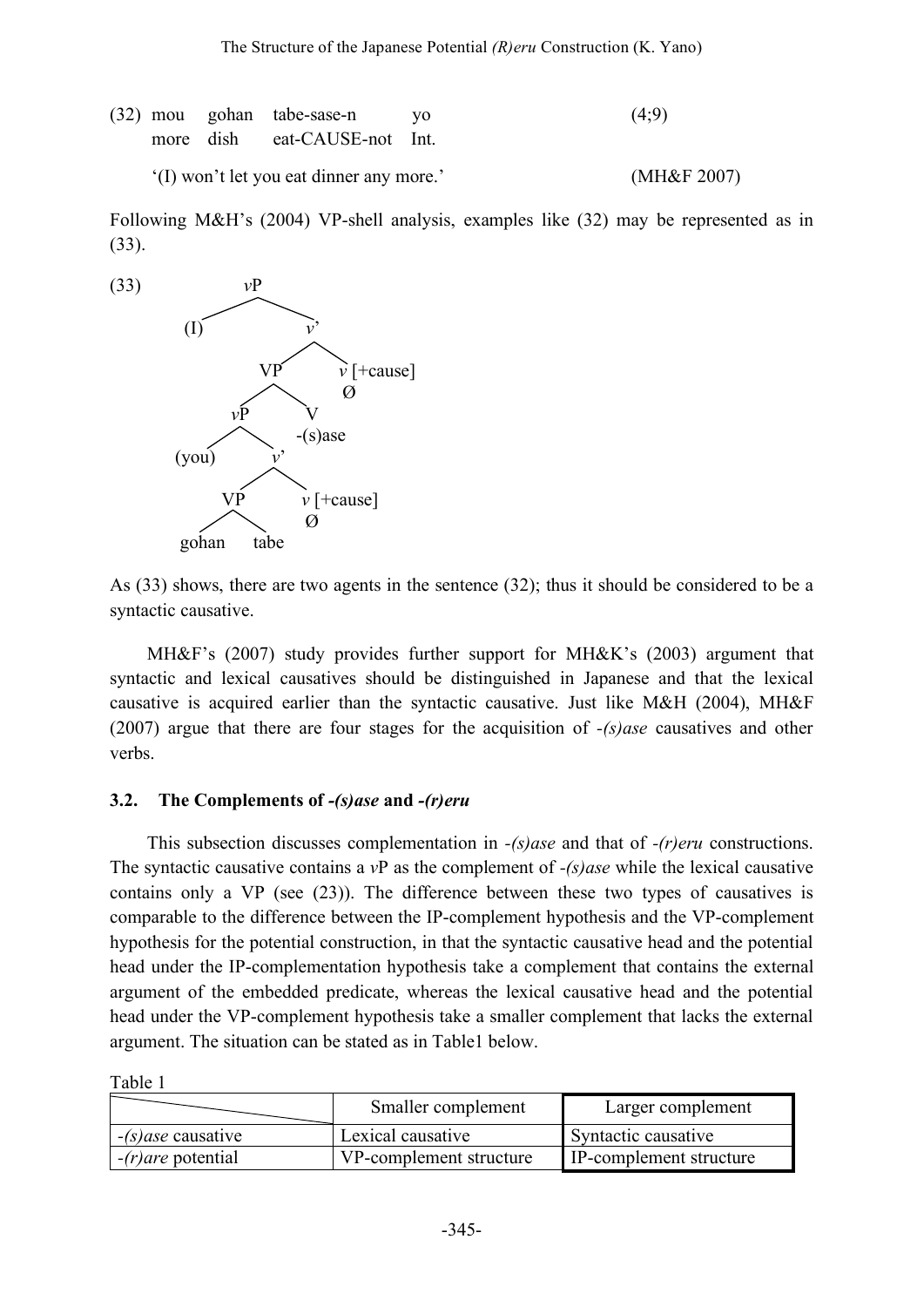(32) mou gohan tabe-sase-n yo (4;9)
     more dish eat-CAUSE-not Int.

     '(I) won't let you eat dinner any more.' (MH&F 2007)

Following M&H's (2004) VP-shell analysis, examples like (32) may be represented as in (33).

(33)

```
                vP
              /    \
           (I)      v'
                  /    \
                VP      v [+cause]
              /    \    Ø
            vP      V
          /    \    -(s)ase
      (you)     v'
              /    \
            VP      v [+cause]
          /    \    Ø
      gohan    tabe
```

As (33) shows, there are two agents in the sentence (32); thus it should be considered to be a syntactic causative.

MH&F's (2007) study provides further support for MH&K's (2003) argument that syntactic and lexical causatives should be distinguished in Japanese and that the lexical causative is acquired earlier than the syntactic causative. Just like M&H (2004), MH&F (2007) argue that there are four stages for the acquisition of *-(s)ase* causatives and other verbs.

### 3.2. The Complements of *-(s)ase* and *-(r)eru*

This subsection discusses complementation in *-(s)ase* and that of *-(r)eru* constructions. The syntactic causative contains a *v*P as the complement of *-(s)ase* while the lexical causative contains only a VP (see (23)). The difference between these two types of causatives is comparable to the difference between the IP-complement hypothesis and the VP-complement hypothesis for the potential construction, in that the syntactic causative head and the potential head under the IP-complementation hypothesis take a complement that contains the external argument of the embedded predicate, whereas the lexical causative head and the potential head under the VP-complement hypothesis take a smaller complement that lacks the external argument. The situation can be stated as in Table1 below.

Table 1

| | Smaller complement | Larger complement |
|---|---|---|
| *-(s)ase* causative | Lexical causative | Syntactic causative |
| *-(r)are* potential | VP-complement structure | IP-complement structure |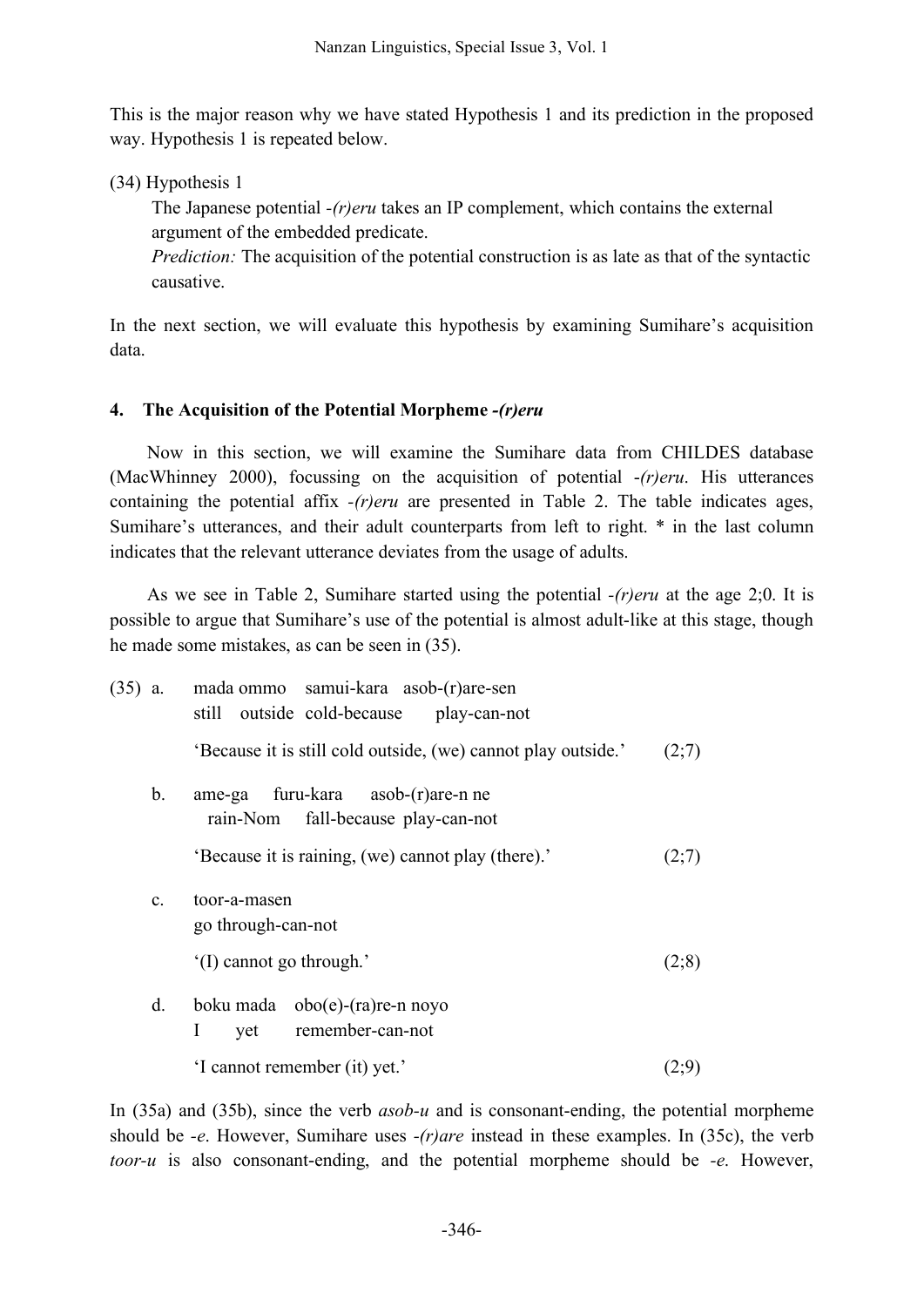This is the major reason why we have stated Hypothesis 1 and its prediction in the proposed way. Hypothesis 1 is repeated below.

(34) Hypothesis 1

The Japanese potential *-(r)eru* takes an IP complement, which contains the external argument of the embedded predicate.

*Prediction:* The acquisition of the potential construction is as late as that of the syntactic causative.

In the next section, we will evaluate this hypothesis by examining Sumihare's acquisition data.

## 4. The Acquisition of the Potential Morpheme *-(r)eru*

Now in this section, we will examine the Sumihare data from CHILDES database (MacWhinney 2000), focussing on the acquisition of potential *-(r)eru*. His utterances containing the potential affix *-(r)eru* are presented in Table 2. The table indicates ages, Sumihare's utterances, and their adult counterparts from left to right. * in the last column indicates that the relevant utterance deviates from the usage of adults.

As we see in Table 2, Sumihare started using the potential *-(r)eru* at the age 2;0. It is possible to argue that Sumihare's use of the potential is almost adult-like at this stage, though he made some mistakes, as can be seen in (35).

(35) a. mada ommo samui-kara asob-(r)are-sen  
still outside cold-because play-can-not  
'Because it is still cold outside, (we) cannot play outside.' (2;7)

b. ame-ga furu-kara asob-(r)are-n ne  
rain-Nom fall-because play-can-not  
'Because it is raining, (we) cannot play (there).' (2;7)

c. toor-a-masen  
go through-can-not  
'(I) cannot go through.' (2;8)

d. boku mada obo(e)-(ra)re-n noyo  
I yet remember-can-not  
'I cannot remember (it) yet.' (2;9)

In (35a) and (35b), since the verb *asob-u* and is consonant-ending, the potential morpheme should be *-e*. However, Sumihare uses *-(r)are* instead in these examples. In (35c), the verb *toor-u* is also consonant-ending, and the potential morpheme should be *-e*. However,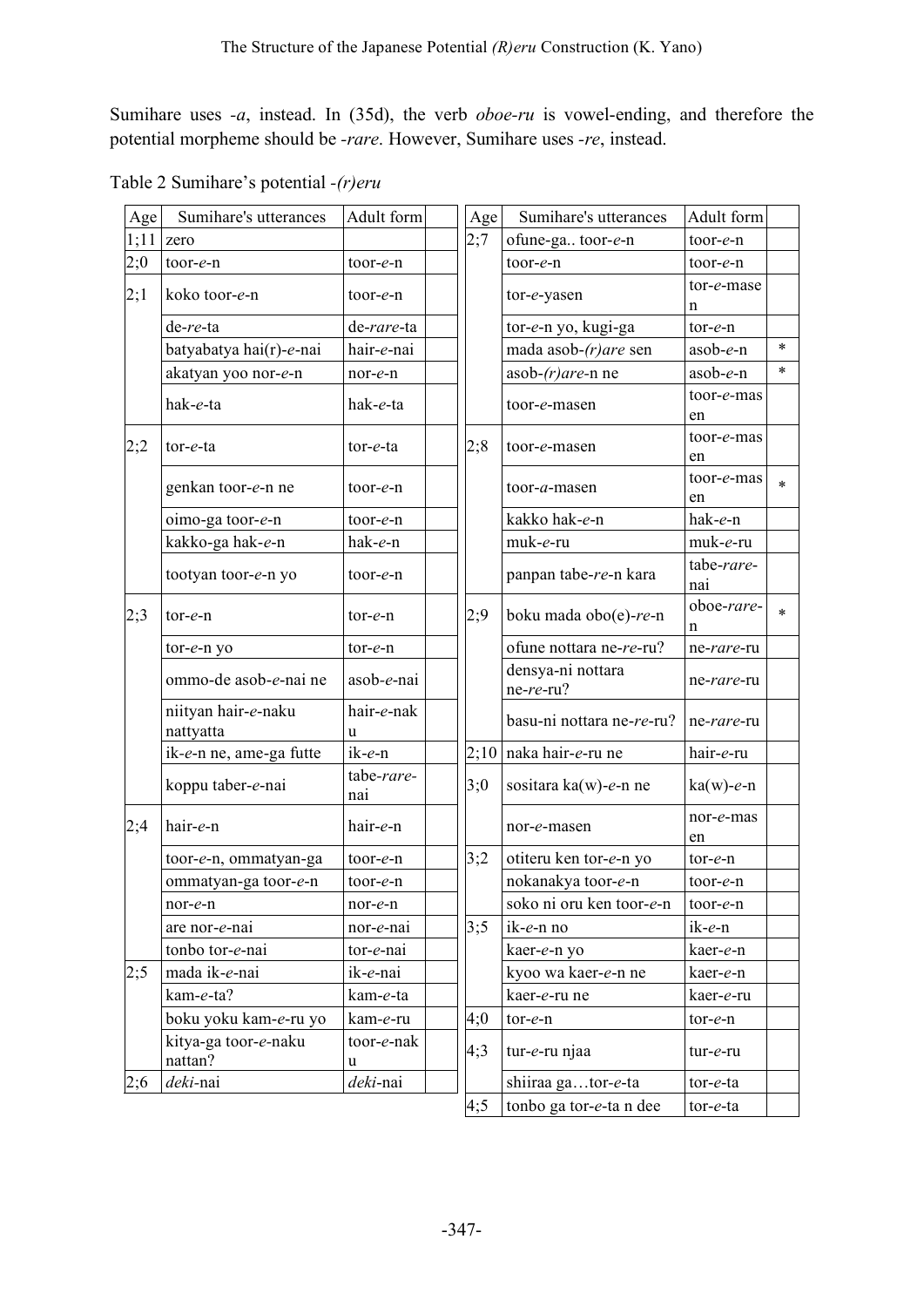Sumihare uses *-a*, instead. In (35d), the verb *oboe-ru* is vowel-ending, and therefore the potential morpheme should be *-rare*. However, Sumihare uses *-re*, instead.

Table 2 Sumihare's potential *-(r)eru*

| Age | Sumihare's utterances | Adult form | | Age | Sumihare's utterances | Adult form | |
|---|---|---|---|---|---|---|---|
| 1;11 | zero | | | 2;7 | ofune-ga.. toor-*e*-n | toor-*e*-n | |
| 2;0 | toor-*e*-n | toor-*e*-n | | | toor-*e*-n | toor-*e*-n | |
| 2;1 | koko toor-*e*-n | toor-*e*-n | | | tor-*e*-yasen | tor-*e*-masen | |
| | de-*re*-ta | de-*rare*-ta | | | tor-*e*-n yo, kugi-ga | tor-*e*-n | |
| | batyabatya hai(r)-*e*-nai | hair-*e*-nai | | | mada asob-*(r)are* sen | asob-*e*-n | * |
| | akatyan yoo nor-*e*-n | nor-*e*-n | | | asob-*(r)are*-n ne | asob-*e*-n | * |
| | hak-*e*-ta | hak-*e*-ta | | | toor-*e*-masen | toor-*e*-masen | |
| 2;2 | tor-*e*-ta | tor-*e*-ta | | 2;8 | toor-*e*-masen | toor-*e*-masen | |
| | genkan toor-*e*-n ne | toor-*e*-n | | | toor-*a*-masen | toor-*e*-masen | * |
| | oimo-ga toor-*e*-n | toor-*e*-n | | | kakko hak-*e*-n | hak-*e*-n | |
| | kakko-ga hak-*e*-n | hak-*e*-n | | | muk-*e*-ru | muk-*e*-ru | |
| | tootyan toor-*e*-n yo | toor-*e*-n | | | panpan tabe-*re*-n kara | tabe-*rare*-nai | |
| 2;3 | tor-*e*-n | tor-*e*-n | | 2;9 | boku mada obo(e)-*re*-n | oboe-*rare*-n | * |
| | tor-*e*-n yo | tor-*e*-n | | | ofune nottara ne-*re*-ru? | ne-*rare*-ru | |
| | ommo-de asob-*e*-nai ne | asob-*e*-nai | | | densya-ni nottara ne-*re*-ru? | ne-*rare*-ru | |
| | niityan hair-*e*-naku nattyatta | hair-*e*-naku | | | basu-ni nottara ne-*re*-ru? | ne-*rare*-ru | |
| | ik-*e*-n ne, ame-ga futte | ik-*e*-n | | 2;10 | naka hair-*e*-ru ne | hair-*e*-ru | |
| | koppu taber-*e*-nai | tabe-*rare*-nai | | 3;0 | sositara ka(w)-*e*-n ne | ka(w)-*e*-n | |
| 2;4 | hair-*e*-n | hair-*e*-n | | | nor-*e*-masen | nor-*e*-masen | |
| | toor-*e*-n, ommatyan-ga | toor-*e*-n | | 3;2 | otiteru ken tor-*e*-n yo | tor-*e*-n | |
| | ommatyan-ga toor-*e*-n | toor-*e*-n | | | nokanakya toor-*e*-n | toor-*e*-n | |
| | nor-*e*-n | nor-*e*-n | | | soko ni oru ken toor-*e*-n | toor-*e*-n | |
| | are nor-*e*-nai | nor-*e*-nai | | 3;5 | ik-*e*-n no | ik-*e*-n | |
| | tonbo tor-*e*-nai | tor-*e*-nai | | | kaer-*e*-n yo | kaer-*e*-n | |
| 2;5 | mada ik-*e*-nai | ik-*e*-nai | | | kyoo wa kaer-*e*-n ne | kaer-*e*-n | |
| | kam-*e*-ta? | kam-*e*-ta | | | kaer-*e*-ru ne | kaer-*e*-ru | |
| | boku yoku kam-*e*-ru yo | kam-*e*-ru | | 4;0 | tor-*e*-n | tor-*e*-n | |
| | kitya-ga toor-*e*-naku nattan? | toor-*e*-naku | | 4;3 | tur-*e*-ru njaa | tur-*e*-ru | |
| 2;6 | *deki*-nai | *deki*-nai | | | shiiraa ga…tor-*e*-ta | tor-*e*-ta | |
| | | | | 4;5 | tonbo ga tor-*e*-ta n dee | tor-*e*-ta | |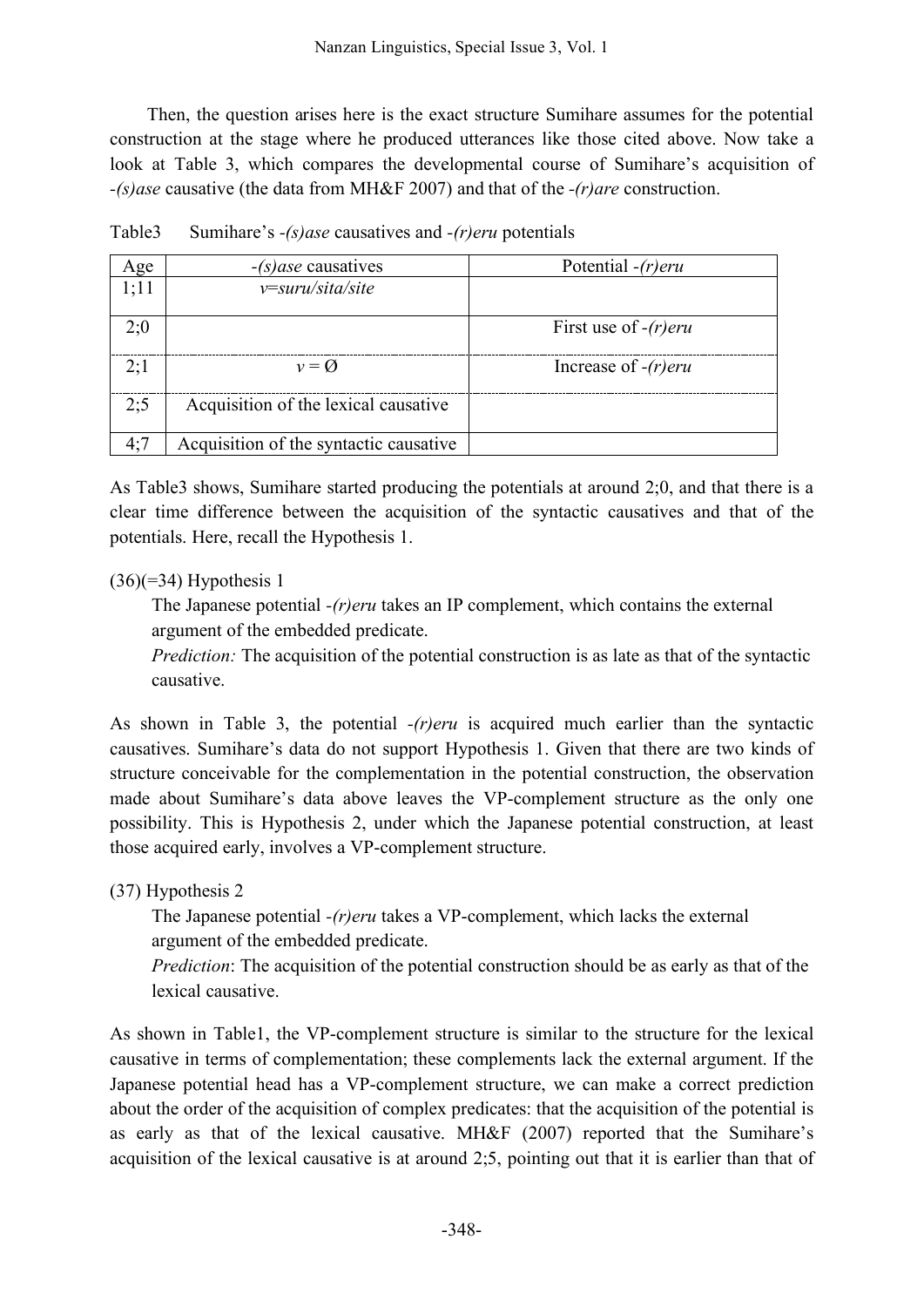Then, the question arises here is the exact structure Sumihare assumes for the potential construction at the stage where he produced utterances like those cited above. Now take a look at Table 3, which compares the developmental course of Sumihare's acquisition of *-(s)ase* causative (the data from MH&F 2007) and that of the *-(r)are* construction.

Table3　Sumihare's *-(s)ase* causatives and *-(r)eru* potentials

| Age | *-(s)ase* causatives | Potential *-(r)eru* |
|---|---|---|
| 1;11 | *v=suru/sita/site* | |
| 2;0 | | First use of *-(r)eru* |
| 2;1 | $v = \emptyset$ | Increase of *-(r)eru* |
| 2;5 | Acquisition of the lexical causative | |
| 4;7 | Acquisition of the syntactic causative | |

As Table3 shows, Sumihare started producing the potentials at around 2;0, and that there is a clear time difference between the acquisition of the syntactic causatives and that of the potentials. Here, recall the Hypothesis 1.

(36)(=34) Hypothesis 1

> The Japanese potential *-(r)eru* takes an IP complement, which contains the external argument of the embedded predicate.
>
> *Prediction:* The acquisition of the potential construction is as late as that of the syntactic causative.

As shown in Table 3, the potential *-(r)eru* is acquired much earlier than the syntactic causatives. Sumihare's data do not support Hypothesis 1. Given that there are two kinds of structure conceivable for the complementation in the potential construction, the observation made about Sumihare's data above leaves the VP-complement structure as the only one possibility. This is Hypothesis 2, under which the Japanese potential construction, at least those acquired early, involves a VP-complement structure.

(37) Hypothesis 2

> The Japanese potential *-(r)eru* takes a VP-complement, which lacks the external argument of the embedded predicate.
>
> *Prediction*: The acquisition of the potential construction should be as early as that of the lexical causative.

As shown in Table1, the VP-complement structure is similar to the structure for the lexical causative in terms of complementation; these complements lack the external argument. If the Japanese potential head has a VP-complement structure, we can make a correct prediction about the order of the acquisition of complex predicates: that the acquisition of the potential is as early as that of the lexical causative. MH&F (2007) reported that the Sumihare's acquisition of the lexical causative is at around 2;5, pointing out that it is earlier than that of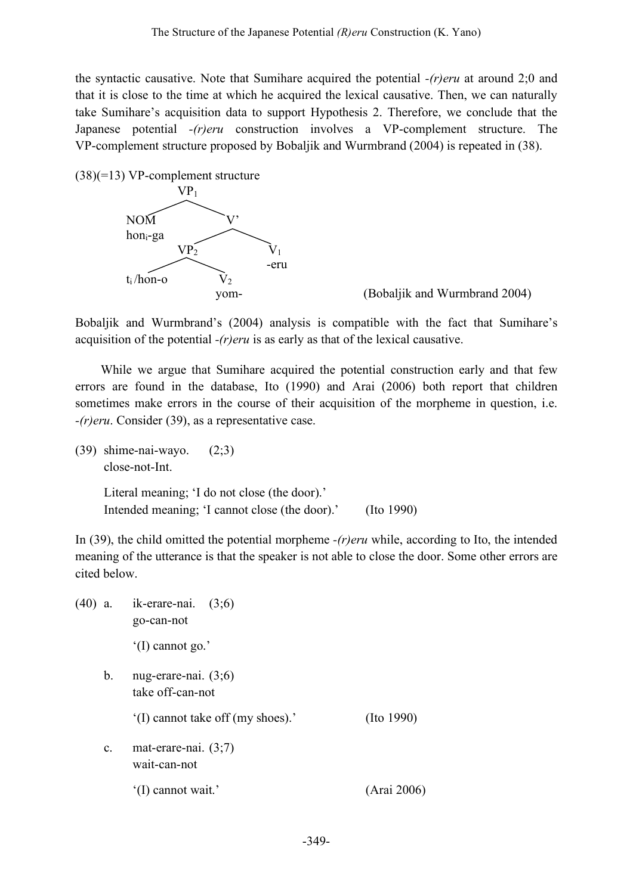the syntactic causative. Note that Sumihare acquired the potential *-(r)eru* at around 2;0 and that it is close to the time at which he acquired the lexical causative. Then, we can naturally take Sumihare's acquisition data to support Hypothesis 2. Therefore, we conclude that the Japanese potential *-(r)eru* construction involves a VP-complement structure. The VP-complement structure proposed by Bobaljik and Wurmbrand (2004) is repeated in (38).

(38)(=13) VP-complement structure

```
            VP1
          /     \
      NOM        V'
      hon_i-ga  /   \
              VP2    V1
             /   \   -eru
      t_i/hon-o   V2
                  yom-
```

(Bobaljik and Wurmbrand 2004)

Bobaljik and Wurmbrand's (2004) analysis is compatible with the fact that Sumihare's acquisition of the potential *-(r)eru* is as early as that of the lexical causative.

While we argue that Sumihare acquired the potential construction early and that few errors are found in the database, Ito (1990) and Arai (2006) both report that children sometimes make errors in the course of their acquisition of the morpheme in question, i.e. *-(r)eru*. Consider (39), as a representative case.

(39) shime-nai-wayo. (2;3)
close-not-Int.

Literal meaning; 'I do not close (the door).'
Intended meaning; 'I cannot close (the door).' (Ito 1990)

In (39), the child omitted the potential morpheme *-(r)eru* while, according to Ito, the intended meaning of the utterance is that the speaker is not able to close the door. Some other errors are cited below.

(40) a. ik-erare-nai. (3;6)
go-can-not

'(I) cannot go.'

b. nug-erare-nai. (3;6)
take off-can-not

'(I) cannot take off (my shoes).' (Ito 1990)

c. mat-erare-nai. (3;7)
wait-can-not

'(I) cannot wait.' (Arai 2006)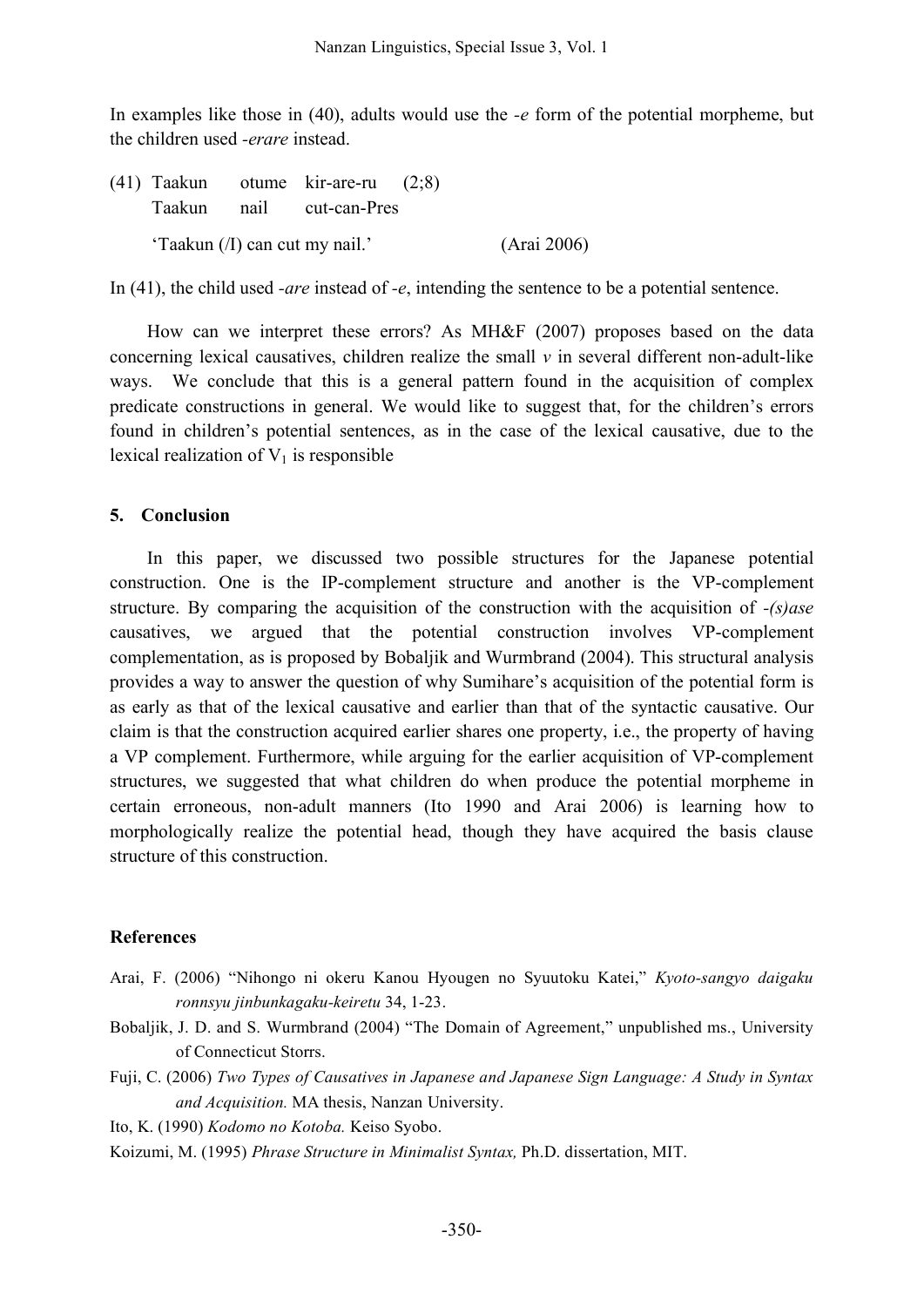In examples like those in (40), adults would use the *-e* form of the potential morpheme, but the children used *-erare* instead.

(41) Taakun otume kir-are-ru (2;8)
     Taakun nail cut-can-Pres
     'Taakun (/I) can cut my nail.' (Arai 2006)

In (41), the child used *-are* instead of *-e*, intending the sentence to be a potential sentence.

How can we interpret these errors? As MH&F (2007) proposes based on the data concerning lexical causatives, children realize the small *v* in several different non-adult-like ways. We conclude that this is a general pattern found in the acquisition of complex predicate constructions in general. We would like to suggest that, for the children's errors found in children's potential sentences, as in the case of the lexical causative, due to the lexical realization of $V_1$ is responsible

## 5. Conclusion

In this paper, we discussed two possible structures for the Japanese potential construction. One is the IP-complement structure and another is the VP-complement structure. By comparing the acquisition of the construction with the acquisition of *-(s)ase* causatives, we argued that the potential construction involves VP-complement complementation, as is proposed by Bobaljik and Wurmbrand (2004). This structural analysis provides a way to answer the question of why Sumihare's acquisition of the potential form is as early as that of the lexical causative and earlier than that of the syntactic causative. Our claim is that the construction acquired earlier shares one property, i.e., the property of having a VP complement. Furthermore, while arguing for the earlier acquisition of VP-complement structures, we suggested that what children do when produce the potential morpheme in certain erroneous, non-adult manners (Ito 1990 and Arai 2006) is learning how to morphologically realize the potential head, though they have acquired the basis clause structure of this construction.

## References

Arai, F. (2006) "Nihongo ni okeru Kanou Hyougen no Syuutoku Katei," *Kyoto-sangyo daigaku ronnsyu jinbunkagaku-keiretu* 34, 1-23.

Bobaljik, J. D. and S. Wurmbrand (2004) "The Domain of Agreement," unpublished ms., University of Connecticut Storrs.

Fuji, C. (2006) *Two Types of Causatives in Japanese and Japanese Sign Language: A Study in Syntax and Acquisition.* MA thesis, Nanzan University.

Ito, K. (1990) *Kodomo no Kotoba.* Keiso Syobo.

Koizumi, M. (1995) *Phrase Structure in Minimalist Syntax,* Ph.D. dissertation, MIT.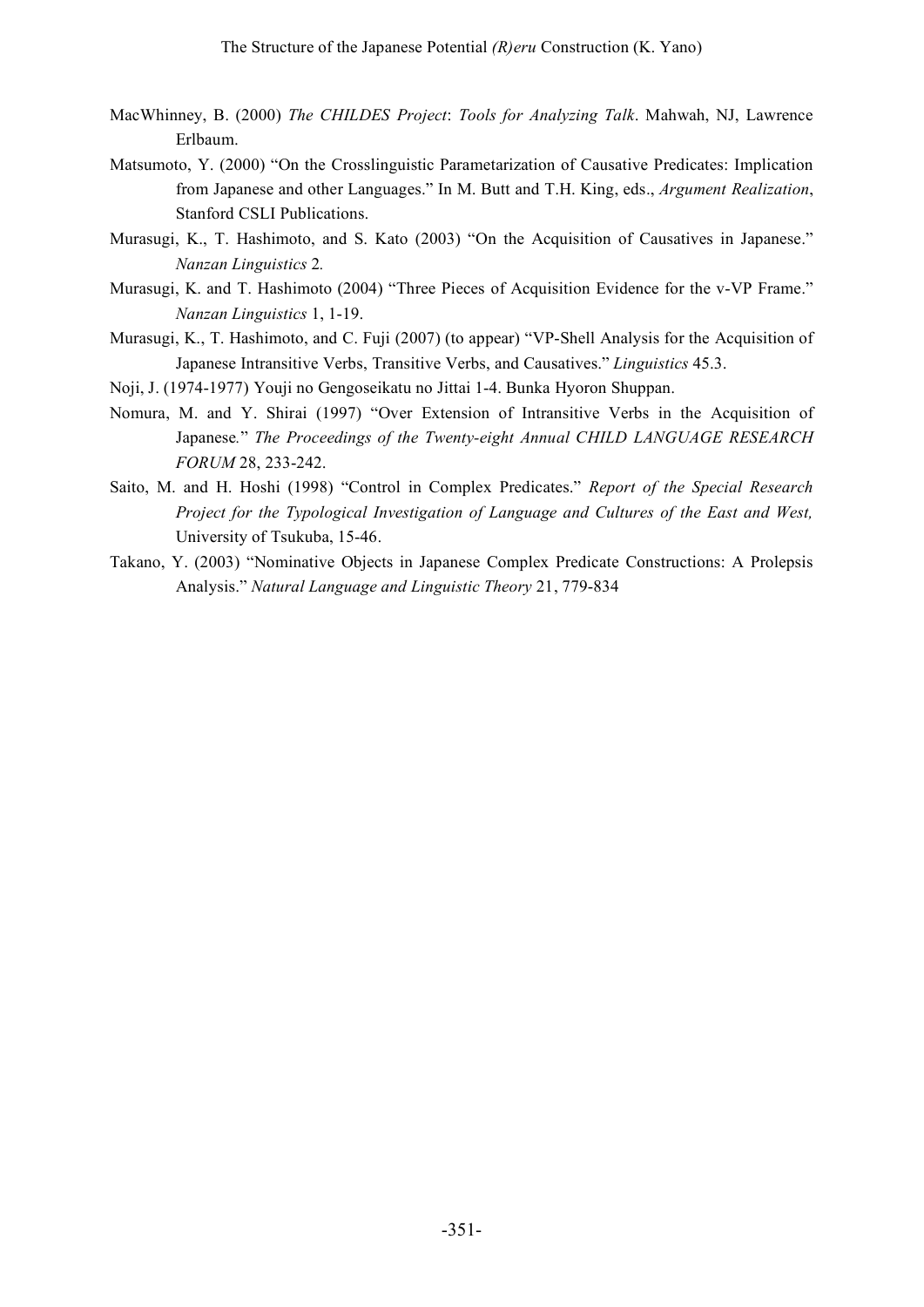MacWhinney, B. (2000) *The CHILDES Project*: *Tools for Analyzing Talk*. Mahwah, NJ, Lawrence Erlbaum.

Matsumoto, Y. (2000) "On the Crosslinguistic Parametarization of Causative Predicates: Implication from Japanese and other Languages." In M. Butt and T.H. King, eds., *Argument Realization*, Stanford CSLI Publications.

Murasugi, K., T. Hashimoto, and S. Kato (2003) "On the Acquisition of Causatives in Japanese." *Nanzan Linguistics* 2*.*

Murasugi, K. and T. Hashimoto (2004) "Three Pieces of Acquisition Evidence for the v-VP Frame." *Nanzan Linguistics* 1, 1-19.

Murasugi, K., T. Hashimoto, and C. Fuji (2007) (to appear) "VP-Shell Analysis for the Acquisition of Japanese Intransitive Verbs, Transitive Verbs, and Causatives." *Linguistics* 45.3.

Noji, J. (1974-1977) Youji no Gengoseikatu no Jittai 1-4. Bunka Hyoron Shuppan.

Nomura, M. and Y. Shirai (1997) "Over Extension of Intransitive Verbs in the Acquisition of Japanese*.*" *The Proceedings of the Twenty-eight Annual CHILD LANGUAGE RESEARCH FORUM* 28, 233-242.

Saito, M. and H. Hoshi (1998) "Control in Complex Predicates." *Report of the Special Research Project for the Typological Investigation of Language and Cultures of the East and West,* University of Tsukuba, 15-46.

Takano, Y. (2003) "Nominative Objects in Japanese Complex Predicate Constructions: A Prolepsis Analysis." *Natural Language and Linguistic Theory* 21, 779-834